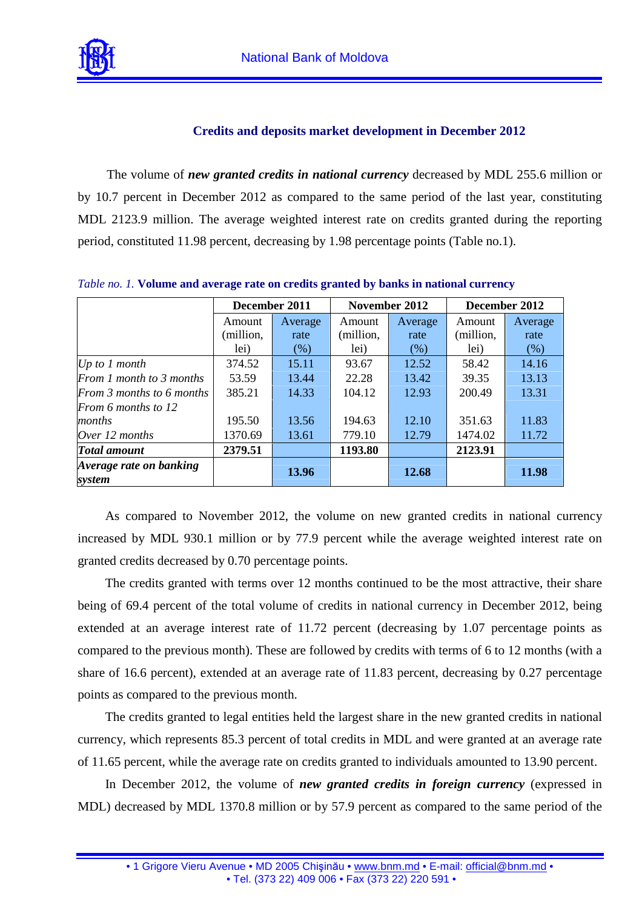## Credits and deposits market development in December 2012

The volume of ***new granted credits in national currency*** decreased by MDL 255.6 million or by 10.7 percent in December 2012 as compared to the same period of the last year, constituting MDL 2123.9 million. The average weighted interest rate on credits granted during the reporting period, constituted 11.98 percent, decreasing by 1.98 percentage points (Table no.1).

*Table no. 1.* **Volume and average rate on credits granted by banks in national currency**

| | December 2011 | | November 2012 | | December 2012 | |
|---|---|---|---|---|---|---|
| | Amount (million, lei) | Average rate (%) | Amount (million, lei) | Average rate (%) | Amount (million, lei) | Average rate (%) |
| *Up to 1 month* | 374.52 | 15.11 | 93.67 | 12.52 | 58.42 | 14.16 |
| *From 1 month to 3 months* | 53.59 | 13.44 | 22.28 | 13.42 | 39.35 | 13.13 |
| *From 3 months to 6 months* | 385.21 | 14.33 | 104.12 | 12.93 | 200.49 | 13.31 |
| *From 6 months to 12 months* | 195.50 | 13.56 | 194.63 | 12.10 | 351.63 | 11.83 |
| *Over 12 months* | 1370.69 | 13.61 | 779.10 | 12.79 | 1474.02 | 11.72 |
| ***Total amount*** | **2379.51** | | **1193.80** | | **2123.91** | |
| ***Average rate on banking system*** | | **13.96** | | **12.68** | | **11.98** |

As compared to November 2012, the volume on new granted credits in national currency increased by MDL 930.1 million or by 77.9 percent while the average weighted interest rate on granted credits decreased by 0.70 percentage points.

The credits granted with terms over 12 months continued to be the most attractive, their share being of 69.4 percent of the total volume of credits in national currency in December 2012, being extended at an average interest rate of 11.72 percent (decreasing by 1.07 percentage points as compared to the previous month). These are followed by credits with terms of 6 to 12 months (with a share of 16.6 percent), extended at an average rate of 11.83 percent, decreasing by 0.27 percentage points as compared to the previous month.

The credits granted to legal entities held the largest share in the new granted credits in national currency, which represents 85.3 percent of total credits in MDL and were granted at an average rate of 11.65 percent, while the average rate on credits granted to individuals amounted to 13.90 percent.

In December 2012, the volume of ***new granted credits in foreign currency*** (expressed in MDL) decreased by MDL 1370.8 million or by 57.9 percent as compared to the same period of the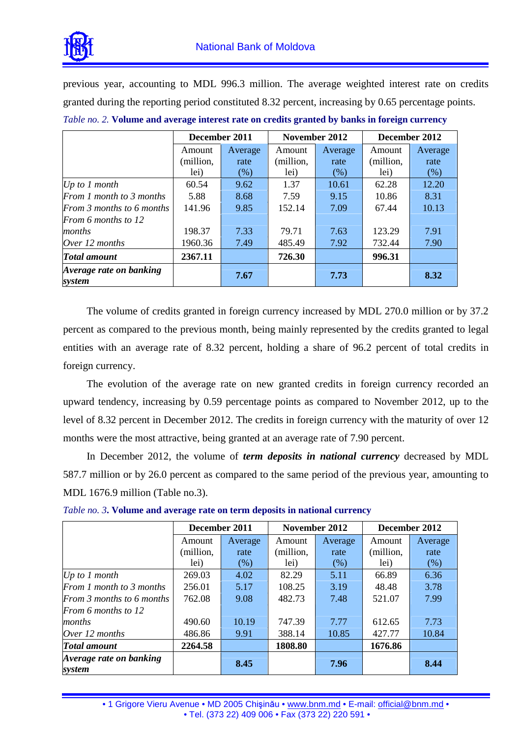previous year, accounting to MDL 996.3 million. The average weighted interest rate on credits granted during the reporting period constituted 8.32 percent, increasing by 0.65 percentage points.

*Table no. 2.* **Volume and average interest rate on credits granted by banks in foreign currency**

| | **December 2011** | | **November 2012** | | **December 2012** | |
|---|---|---|---|---|---|---|
| | Amount (million, lei) | Average rate (%) | Amount (million, lei) | Average rate (%) | Amount (million, lei) | Average rate (%) |
| *Up to 1 month* | 60.54 | 9.62 | 1.37 | 10.61 | 62.28 | 12.20 |
| *From 1 month to 3 months* | 5.88 | 8.68 | 7.59 | 9.15 | 10.86 | 8.31 |
| *From 3 months to 6 months* | 141.96 | 9.85 | 152.14 | 7.09 | 67.44 | 10.13 |
| *From 6 months to 12 months* | 198.37 | 7.33 | 79.71 | 7.63 | 123.29 | 7.91 |
| *Over 12 months* | 1960.36 | 7.49 | 485.49 | 7.92 | 732.44 | 7.90 |
| ***Total amount*** | **2367.11** | | **726.30** | | **996.31** | |
| ***Average rate on banking system*** | | **7.67** | | **7.73** | | **8.32** |

The volume of credits granted in foreign currency increased by MDL 270.0 million or by 37.2 percent as compared to the previous month, being mainly represented by the credits granted to legal entities with an average rate of 8.32 percent, holding a share of 96.2 percent of total credits in foreign currency.

The evolution of the average rate on new granted credits in foreign currency recorded an upward tendency, increasing by 0.59 percentage points as compared to November 2012, up to the level of 8.32 percent in December 2012. The credits in foreign currency with the maturity of over 12 months were the most attractive, being granted at an average rate of 7.90 percent.

In December 2012, the volume of ***term deposits in national currency*** decreased by MDL 587.7 million or by 26.0 percent as compared to the same period of the previous year, amounting to MDL 1676.9 million (Table no.3).

*Table no. 3***. Volume and average rate on term deposits in national currency**

| | **December 2011** | | **November 2012** | | **December 2012** | |
|---|---|---|---|---|---|---|
| | Amount (million, lei) | Average rate (%) | Amount (million, lei) | Average rate (%) | Amount (million, lei) | Average rate (%) |
| *Up to 1 month* | 269.03 | 4.02 | 82.29 | 5.11 | 66.89 | 6.36 |
| *From 1 month to 3 months* | 256.01 | 5.17 | 108.25 | 3.19 | 48.48 | 3.78 |
| *From 3 months to 6 months* | 762.08 | 9.08 | 482.73 | 7.48 | 521.07 | 7.99 |
| *From 6 months to 12 months* | 490.60 | 10.19 | 747.39 | 7.77 | 612.65 | 7.73 |
| *Over 12 months* | 486.86 | 9.91 | 388.14 | 10.85 | 427.77 | 10.84 |
| ***Total amount*** | **2264.58** | | **1808.80** | | **1676.86** | |
| ***Average rate on banking system*** | | **8.45** | | **7.96** | | **8.44** |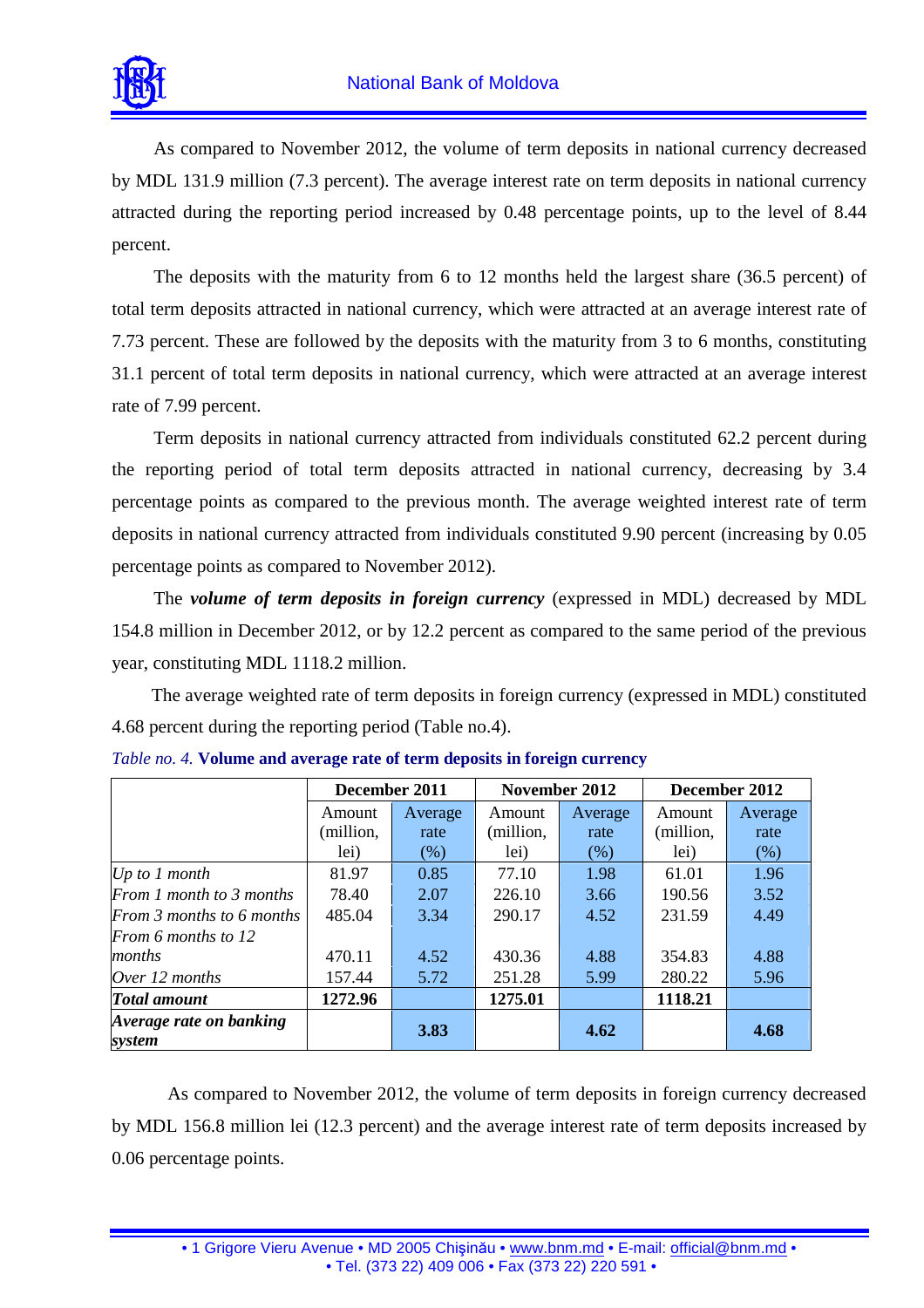As compared to November 2012, the volume of term deposits in national currency decreased by MDL 131.9 million (7.3 percent). The average interest rate on term deposits in national currency attracted during the reporting period increased by 0.48 percentage points, up to the level of 8.44 percent.

The deposits with the maturity from 6 to 12 months held the largest share (36.5 percent) of total term deposits attracted in national currency, which were attracted at an average interest rate of 7.73 percent. These are followed by the deposits with the maturity from 3 to 6 months, constituting 31.1 percent of total term deposits in national currency, which were attracted at an average interest rate of 7.99 percent.

Term deposits in national currency attracted from individuals constituted 62.2 percent during the reporting period of total term deposits attracted in national currency, decreasing by 3.4 percentage points as compared to the previous month. The average weighted interest rate of term deposits in national currency attracted from individuals constituted 9.90 percent (increasing by 0.05 percentage points as compared to November 2012).

The ***volume of term deposits in foreign currency*** (expressed in MDL) decreased by MDL 154.8 million in December 2012, or by 12.2 percent as compared to the same period of the previous year, constituting MDL 1118.2 million.

The average weighted rate of term deposits in foreign currency (expressed in MDL) constituted 4.68 percent during the reporting period (Table no.4).

*Table no. 4.* **Volume and average rate of term deposits in foreign currency**

| | **December 2011** | | **November 2012** | | **December 2012** | |
|---|---|---|---|---|---|---|
| | Amount (million, lei) | Average rate (%) | Amount (million, lei) | Average rate (%) | Amount (million, lei) | Average rate (%) |
| *Up to 1 month* | 81.97 | 0.85 | 77.10 | 1.98 | 61.01 | 1.96 |
| *From 1 month to 3 months* | 78.40 | 2.07 | 226.10 | 3.66 | 190.56 | 3.52 |
| *From 3 months to 6 months* | 485.04 | 3.34 | 290.17 | 4.52 | 231.59 | 4.49 |
| *From 6 months to 12 months* | 470.11 | 4.52 | 430.36 | 4.88 | 354.83 | 4.88 |
| *Over 12 months* | 157.44 | 5.72 | 251.28 | 5.99 | 280.22 | 5.96 |
| ***Total amount*** | **1272.96** | | **1275.01** | | **1118.21** | |
| ***Average rate on banking system*** | | **3.83** | | **4.62** | | **4.68** |

As compared to November 2012, the volume of term deposits in foreign currency decreased by MDL 156.8 million lei (12.3 percent) and the average interest rate of term deposits increased by 0.06 percentage points.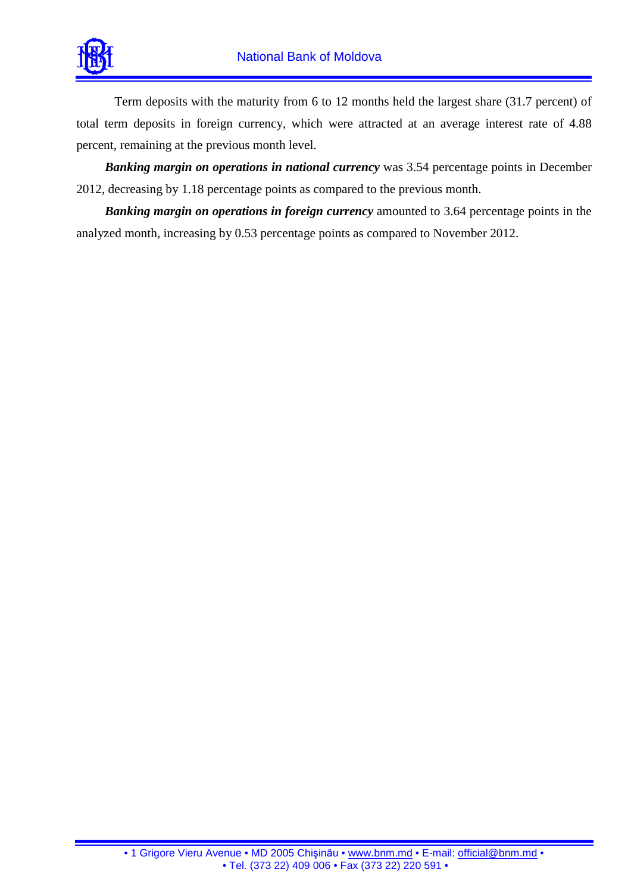Term deposits with the maturity from 6 to 12 months held the largest share (31.7 percent) of total term deposits in foreign currency, which were attracted at an average interest rate of 4.88 percent, remaining at the previous month level.

***Banking margin on operations in national currency*** was 3.54 percentage points in December 2012, decreasing by 1.18 percentage points as compared to the previous month.

***Banking margin on operations in foreign currency*** amounted to 3.64 percentage points in the analyzed month, increasing by 0.53 percentage points as compared to November 2012.